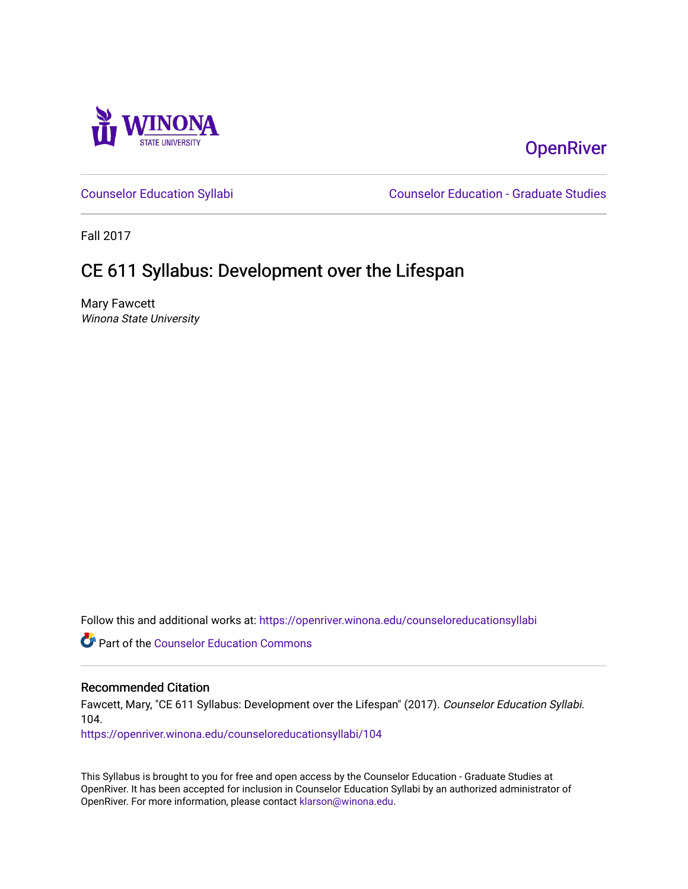OpenRiver

Counselor Education Syllabi

Counselor Education - Graduate Studies

Fall 2017

# CE 611 Syllabus: Development over the Lifespan

Mary Fawcett

*Winona State University*

Follow this and additional works at: https://openriver.winona.edu/counseloreducationsyllabi

Part of the Counselor Education Commons

## Recommended Citation

Fawcett, Mary, "CE 611 Syllabus: Development over the Lifespan" (2017). *Counselor Education Syllabi*. 104.
https://openriver.winona.edu/counseloreducationsyllabi/104

This Syllabus is brought to you for free and open access by the Counselor Education - Graduate Studies at OpenRiver. It has been accepted for inclusion in Counselor Education Syllabi by an authorized administrator of OpenRiver. For more information, please contact klarson@winona.edu.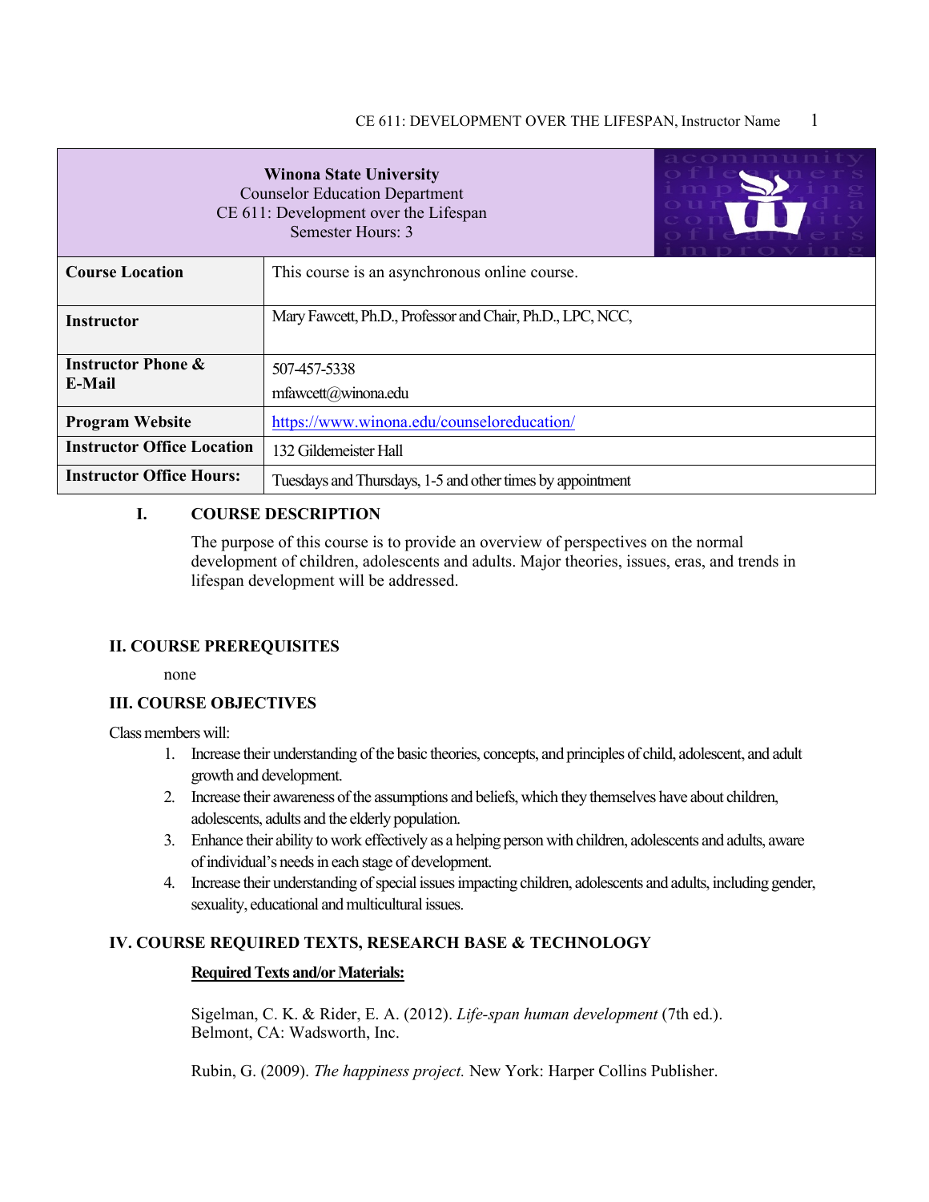| **Winona State University**<br>Counselor Education Department<br>CE 611: Development over the Lifespan<br>Semester Hours: 3 | |
|---|---|
| **Course Location** | This course is an asynchronous online course. |
| **Instructor** | Mary Fawcett, Ph.D., Professor and Chair, Ph.D., LPC, NCC, |
| **Instructor Phone & E-Mail** | 507-457-5338<br>mfawcett@winona.edu |
| **Program Website** | https://www.winona.edu/counseloreducation/ |
| **Instructor Office Location** | 132 Gildemeister Hall |
| **Instructor Office Hours:** | Tuesdays and Thursdays, 1-5 and other times by appointment |

## I. COURSE DESCRIPTION

The purpose of this course is to provide an overview of perspectives on the normal development of children, adolescents and adults. Major theories, issues, eras, and trends in lifespan development will be addressed.

## II. COURSE PREREQUISITES

none

## III. COURSE OBJECTIVES

Class members will:

1. Increase their understanding of the basic theories, concepts, and principles of child, adolescent, and adult growth and development.
2. Increase their awareness of the assumptions and beliefs, which they themselves have about children, adolescents, adults and the elderly population.
3. Enhance their ability to work effectively as a helping person with children, adolescents and adults, aware of individual's needs in each stage of development.
4. Increase their understanding of special issues impacting children, adolescents and adults, including gender, sexuality, educational and multicultural issues.

## IV. COURSE REQUIRED TEXTS, RESEARCH BASE & TECHNOLOGY

**Required Texts and/or Materials:**

Sigelman, C. K. & Rider, E. A. (2012). *Life-span human development* (7th ed.). Belmont, CA: Wadsworth, Inc.

Rubin, G. (2009). *The happiness project.* New York: Harper Collins Publisher.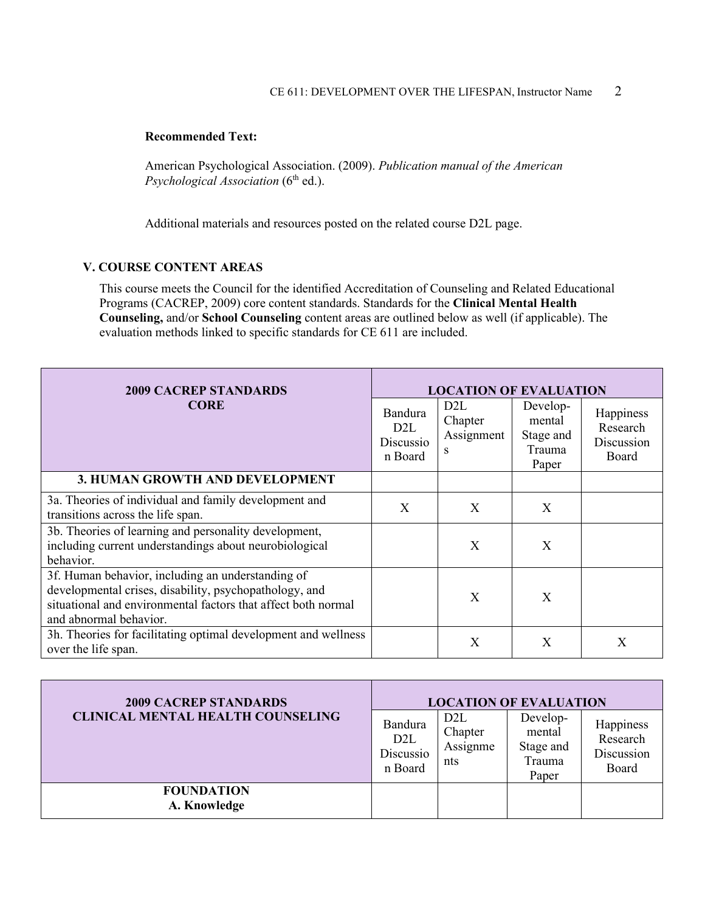**Recommended Text:**

American Psychological Association. (2009). *Publication manual of the American Psychological Association* (6th ed.).

Additional materials and resources posted on the related course D2L page.

## V. COURSE CONTENT AREAS

This course meets the Council for the identified Accreditation of Counseling and Related Educational Programs (CACREP, 2009) core content standards. Standards for the **Clinical Mental Health Counseling,** and/or **School Counseling** content areas are outlined below as well (if applicable). The evaluation methods linked to specific standards for CE 611 are included.

| 2009 CACREP STANDARDS CORE | LOCATION OF EVALUATION | | | |
|---|---|---|---|---|
| | Bandura D2L Discussion Board | D2L Chapter Assignments | Developmental Stage and Trauma Paper | Happiness Research Discussion Board |
| **3. HUMAN GROWTH AND DEVELOPMENT** | | | | |
| 3a. Theories of individual and family development and transitions across the life span. | X | X | X | |
| 3b. Theories of learning and personality development, including current understandings about neurobiological behavior. | | X | X | |
| 3f. Human behavior, including an understanding of developmental crises, disability, psychopathology, and situational and environmental factors that affect both normal and abnormal behavior. | | X | X | |
| 3h. Theories for facilitating optimal development and wellness over the life span. | | X | X | X |

| 2009 CACREP STANDARDS CLINICAL MENTAL HEALTH COUNSELING | LOCATION OF EVALUATION | | | |
|---|---|---|---|---|
| | Bandura D2L Discussion Board | D2L Chapter Assignments | Developmental Stage and Trauma Paper | Happiness Research Discussion Board |
| **FOUNDATION A. Knowledge** | | | | |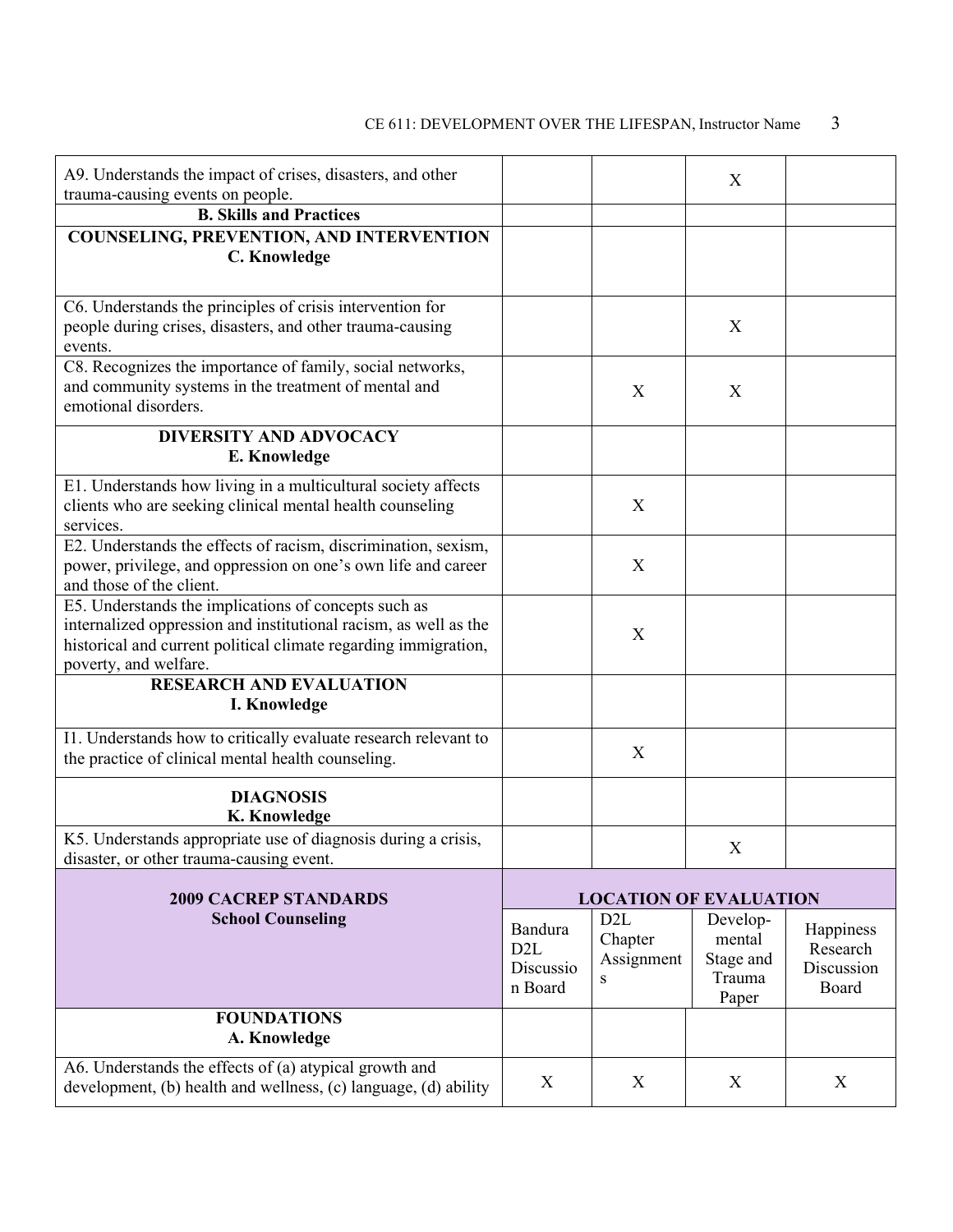| | | | | |
|---|---|---|---|---|
| A9. Understands the impact of crises, disasters, and other trauma-causing events on people. | | | X | |
| **B. Skills and Practices** | | | | |
| **COUNSELING, PREVENTION, AND INTERVENTION C. Knowledge** | | | | |
| C6. Understands the principles of crisis intervention for people during crises, disasters, and other trauma-causing events. | | | X | |
| C8. Recognizes the importance of family, social networks, and community systems in the treatment of mental and emotional disorders. | | X | X | |
| **DIVERSITY AND ADVOCACY E. Knowledge** | | | | |
| E1. Understands how living in a multicultural society affects clients who are seeking clinical mental health counseling services. | | X | | |
| E2. Understands the effects of racism, discrimination, sexism, power, privilege, and oppression on one's own life and career and those of the client. | | X | | |
| E5. Understands the implications of concepts such as internalized oppression and institutional racism, as well as the historical and current political climate regarding immigration, poverty, and welfare. | | X | | |
| **RESEARCH AND EVALUATION I. Knowledge** | | | | |
| I1. Understands how to critically evaluate research relevant to the practice of clinical mental health counseling. | | X | | |
| **DIAGNOSIS K. Knowledge** | | | | |
| K5. Understands appropriate use of diagnosis during a crisis, disaster, or other trauma-causing event. | | | X | |

| **2009 CACREP STANDARDS School Counseling** | **LOCATION OF EVALUATION** | | | |
|---|---|---|---|---|
| | Bandura D2L Discussion Board | D2L Chapter Assignments | Develop-mental Stage and Trauma Paper | Happiness Research Discussion Board |
| **FOUNDATIONS A. Knowledge** | | | | |
| A6. Understands the effects of (a) atypical growth and development, (b) health and wellness, (c) language, (d) ability | X | X | X | X |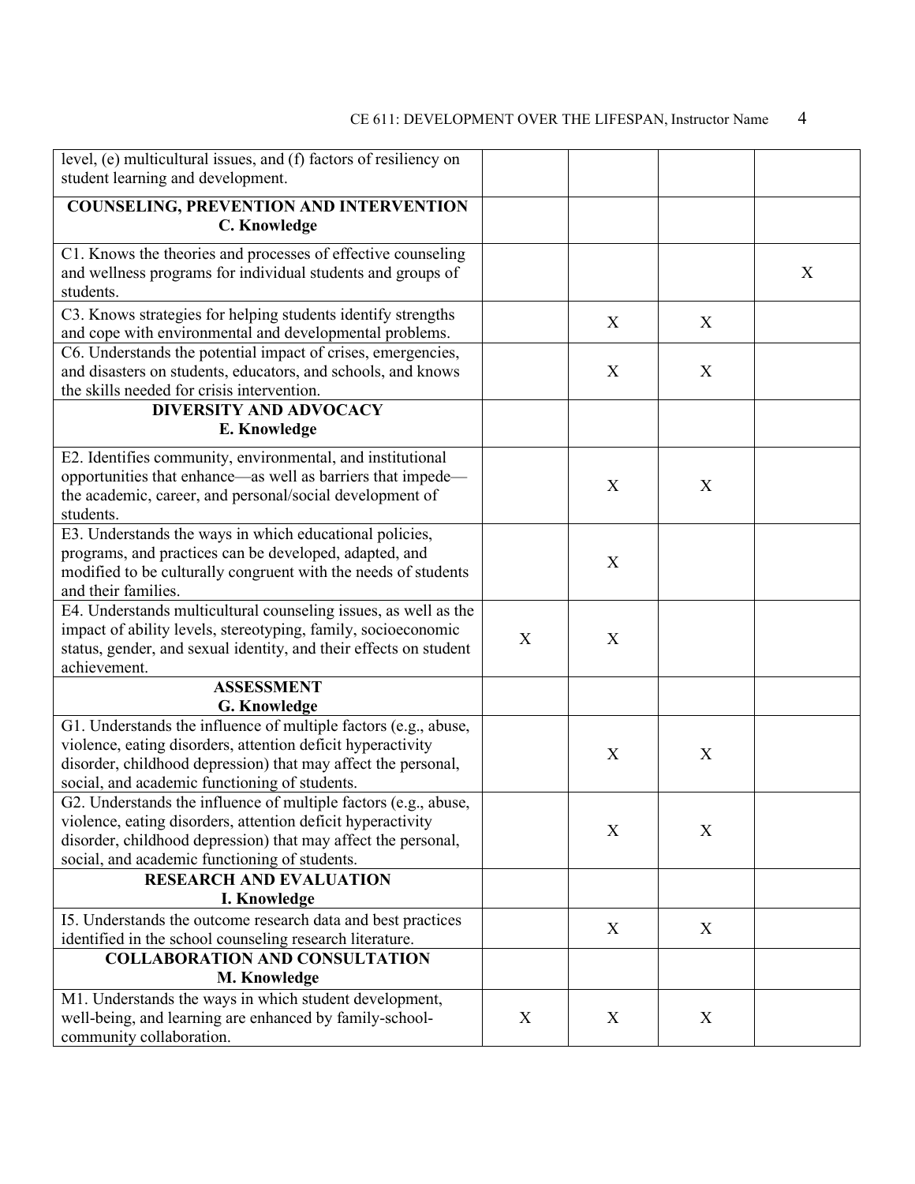| | | | | |
|---|---|---|---|---|
| level, (e) multicultural issues, and (f) factors of resiliency on student learning and development. | | | | |
| **COUNSELING, PREVENTION AND INTERVENTION C. Knowledge** | | | | |
| C1. Knows the theories and processes of effective counseling and wellness programs for individual students and groups of students. | | | | X |
| C3. Knows strategies for helping students identify strengths and cope with environmental and developmental problems. | | X | X | |
| C6. Understands the potential impact of crises, emergencies, and disasters on students, educators, and schools, and knows the skills needed for crisis intervention. | | X | X | |
| **DIVERSITY AND ADVOCACY E. Knowledge** | | | | |
| E2. Identifies community, environmental, and institutional opportunities that enhance—as well as barriers that impede—the academic, career, and personal/social development of students. | | X | X | |
| E3. Understands the ways in which educational policies, programs, and practices can be developed, adapted, and modified to be culturally congruent with the needs of students and their families. | | X | | |
| E4. Understands multicultural counseling issues, as well as the impact of ability levels, stereotyping, family, socioeconomic status, gender, and sexual identity, and their effects on student achievement. | X | X | | |
| **ASSESSMENT G. Knowledge** | | | | |
| G1. Understands the influence of multiple factors (e.g., abuse, violence, eating disorders, attention deficit hyperactivity disorder, childhood depression) that may affect the personal, social, and academic functioning of students. | | X | X | |
| G2. Understands the influence of multiple factors (e.g., abuse, violence, eating disorders, attention deficit hyperactivity disorder, childhood depression) that may affect the personal, social, and academic functioning of students. | | X | X | |
| **RESEARCH AND EVALUATION I. Knowledge** | | | | |
| I5. Understands the outcome research data and best practices identified in the school counseling research literature. | | X | X | |
| **COLLABORATION AND CONSULTATION M. Knowledge** | | | | |
| M1. Understands the ways in which student development, well-being, and learning are enhanced by family-school-community collaboration. | X | X | X | |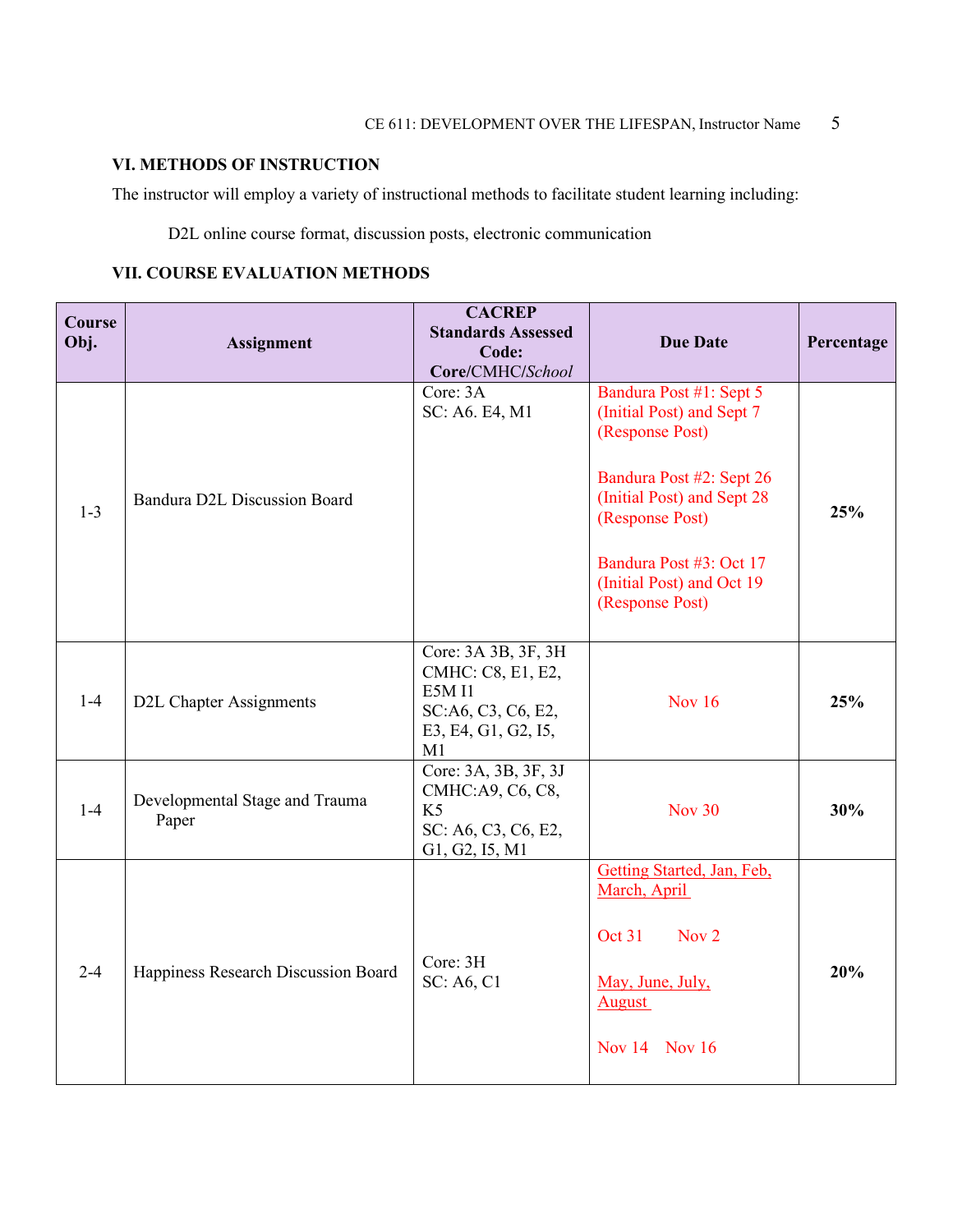### VI. METHODS OF INSTRUCTION

The instructor will employ a variety of instructional methods to facilitate student learning including:

D2L online course format, discussion posts, electronic communication

### VII. COURSE EVALUATION METHODS

| Course Obj. | Assignment | CACREP Standards Assessed Code: **Core**/CMHC/*School* | Due Date | Percentage |
|---|---|---|---|---|
| 1-3 | Bandura D2L Discussion Board | Core: 3A<br>SC: A6. E4, M1 | Bandura Post #1: Sept 5 (Initial Post) and Sept 7 (Response Post)<br><br>Bandura Post #2: Sept 26 (Initial Post) and Sept 28 (Response Post)<br><br>Bandura Post #3: Oct 17 (Initial Post) and Oct 19 (Response Post) | **25%** |
| 1-4 | D2L Chapter Assignments | Core: 3A 3B, 3F, 3H<br>CMHC: C8, E1, E2, E5M I1<br>SC:A6, C3, C6, E2, E3, E4, G1, G2, I5, M1 | Nov 16 | **25%** |
| 1-4 | Developmental Stage and Trauma Paper | Core: 3A, 3B, 3F, 3J<br>CMHC:A9, C6, C8, K5<br>SC: A6, C3, C6, E2, G1, G2, I5, M1 | Nov 30 | **30%** |
| 2-4 | Happiness Research Discussion Board | Core: 3H<br>SC: A6, C1 | Getting Started, Jan, Feb, March, April<br><br>Oct 31 Nov 2<br><br>May, June, July, August<br><br>Nov 14 Nov 16 | **20%** |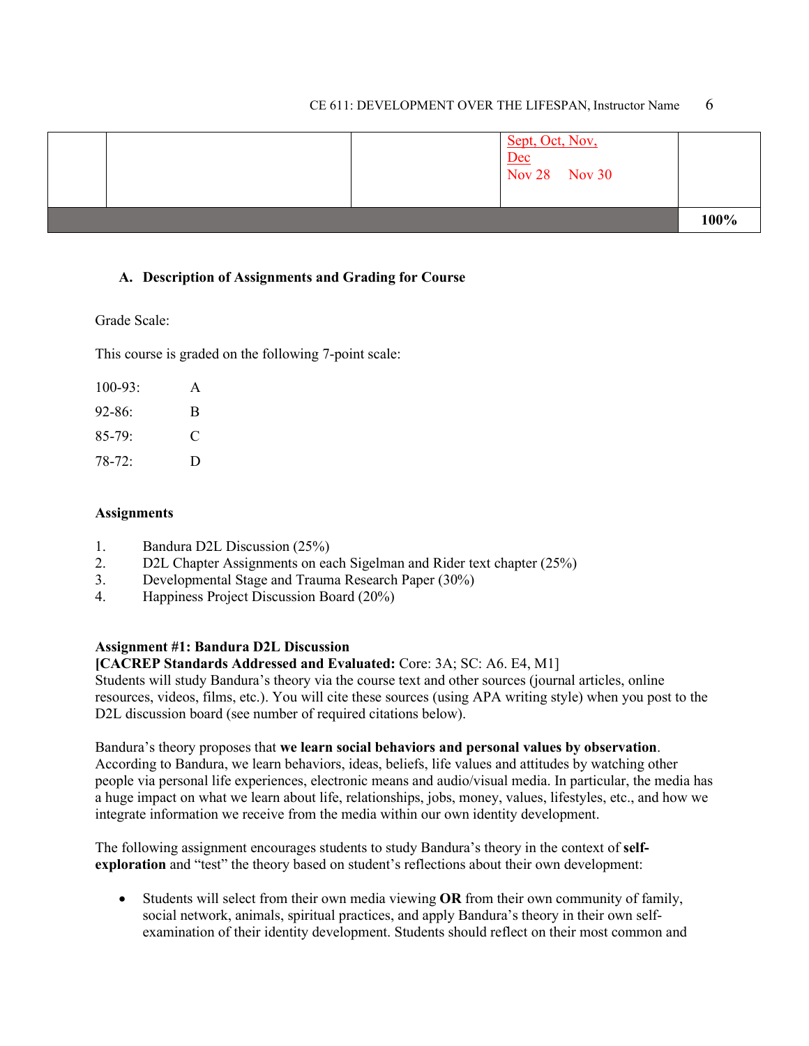| | | | Sept, Oct, Nov, Dec<br>Nov 28 Nov 30 | |
|---|---|---|---|---|
| | | | | **100%** |

## A. Description of Assignments and Grading for Course

Grade Scale:

This course is graded on the following 7-point scale:

| | |
|---|---|
| 100-93: | A |
| 92-86: | B |
| 85-79: | C |
| 78-72: | D |

**Assignments**

1. Bandura D2L Discussion (25%)
2. D2L Chapter Assignments on each Sigelman and Rider text chapter (25%)
3. Developmental Stage and Trauma Research Paper (30%)
4. Happiness Project Discussion Board (20%)

**Assignment #1: Bandura D2L Discussion**
**[CACREP Standards Addressed and Evaluated:** Core: 3A; SC: A6. E4, M1]
Students will study Bandura's theory via the course text and other sources (journal articles, online resources, videos, films, etc.). You will cite these sources (using APA writing style) when you post to the D2L discussion board (see number of required citations below).

Bandura's theory proposes that **we learn social behaviors and personal values by observation**. According to Bandura, we learn behaviors, ideas, beliefs, life values and attitudes by watching other people via personal life experiences, electronic means and audio/visual media. In particular, the media has a huge impact on what we learn about life, relationships, jobs, money, values, lifestyles, etc., and how we integrate information we receive from the media within our own identity development.

The following assignment encourages students to study Bandura's theory in the context of **self-exploration** and "test" the theory based on student's reflections about their own development:

- Students will select from their own media viewing **OR** from their own community of family, social network, animals, spiritual practices, and apply Bandura's theory in their own self-examination of their identity development. Students should reflect on their most common and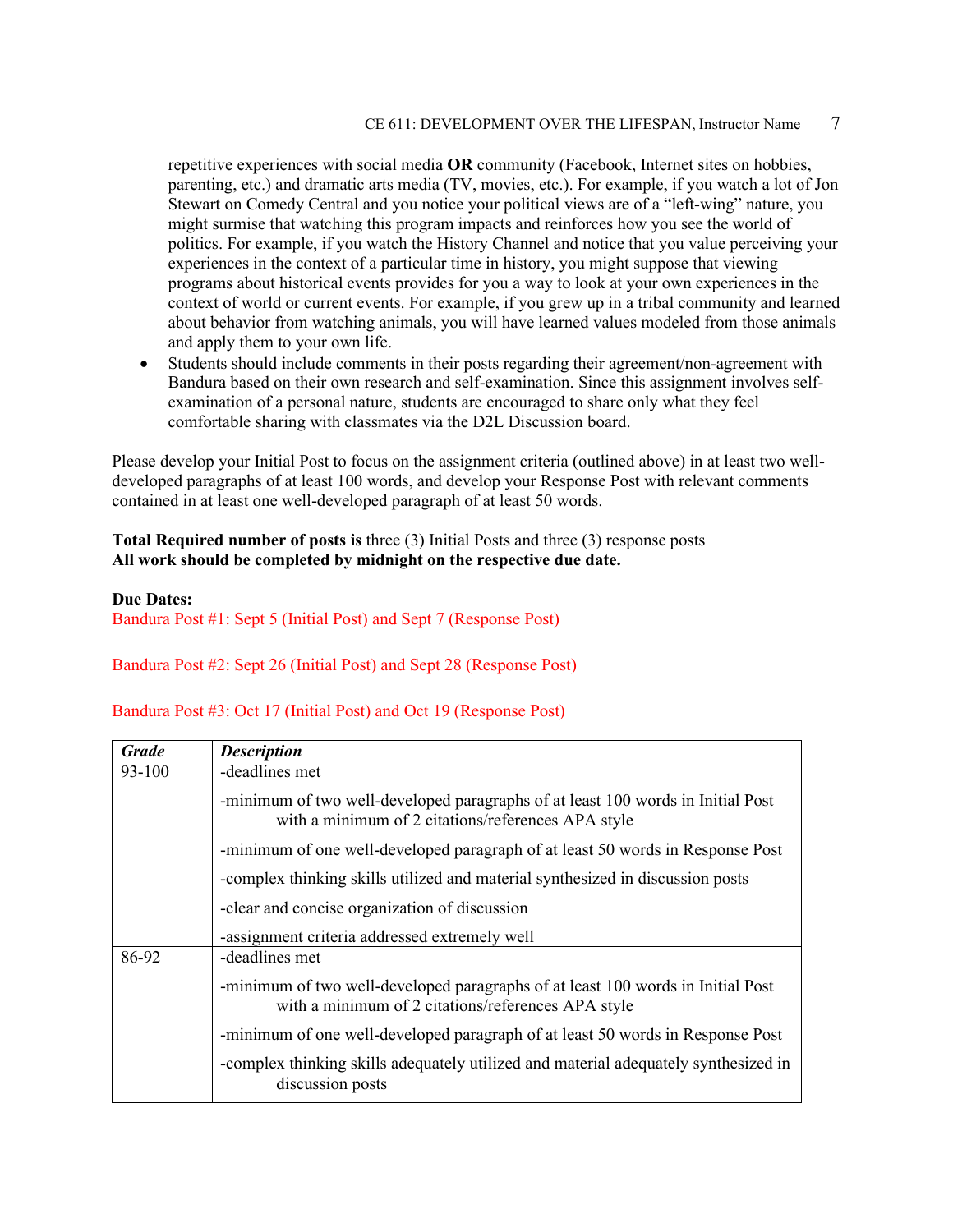repetitive experiences with social media **OR** community (Facebook, Internet sites on hobbies, parenting, etc.) and dramatic arts media (TV, movies, etc.). For example, if you watch a lot of Jon Stewart on Comedy Central and you notice your political views are of a "left-wing" nature, you might surmise that watching this program impacts and reinforces how you see the world of politics. For example, if you watch the History Channel and notice that you value perceiving your experiences in the context of a particular time in history, you might suppose that viewing programs about historical events provides for you a way to look at your own experiences in the context of world or current events. For example, if you grew up in a tribal community and learned about behavior from watching animals, you will have learned values modeled from those animals and apply them to your own life.

- Students should include comments in their posts regarding their agreement/non-agreement with Bandura based on their own research and self-examination. Since this assignment involves self-examination of a personal nature, students are encouraged to share only what they feel comfortable sharing with classmates via the D2L Discussion board.

Please develop your Initial Post to focus on the assignment criteria (outlined above) in at least two well-developed paragraphs of at least 100 words, and develop your Response Post with relevant comments contained in at least one well-developed paragraph of at least 50 words.

**Total Required number of posts is** three (3) Initial Posts and three (3) response posts
**All work should be completed by midnight on the respective due date.**

**Due Dates:**
Bandura Post #1: Sept 5 (Initial Post) and Sept 7 (Response Post)

Bandura Post #2: Sept 26 (Initial Post) and Sept 28 (Response Post)

Bandura Post #3: Oct 17 (Initial Post) and Oct 19 (Response Post)

| *Grade* | *Description* |
|---|---|
| 93-100 | -deadlines met<br><br>-minimum of two well-developed paragraphs of at least 100 words in Initial Post with a minimum of 2 citations/references APA style<br><br>-minimum of one well-developed paragraph of at least 50 words in Response Post<br><br>-complex thinking skills utilized and material synthesized in discussion posts<br><br>-clear and concise organization of discussion<br><br>-assignment criteria addressed extremely well |
| 86-92 | -deadlines met<br><br>-minimum of two well-developed paragraphs of at least 100 words in Initial Post with a minimum of 2 citations/references APA style<br><br>-minimum of one well-developed paragraph of at least 50 words in Response Post<br><br>-complex thinking skills adequately utilized and material adequately synthesized in discussion posts |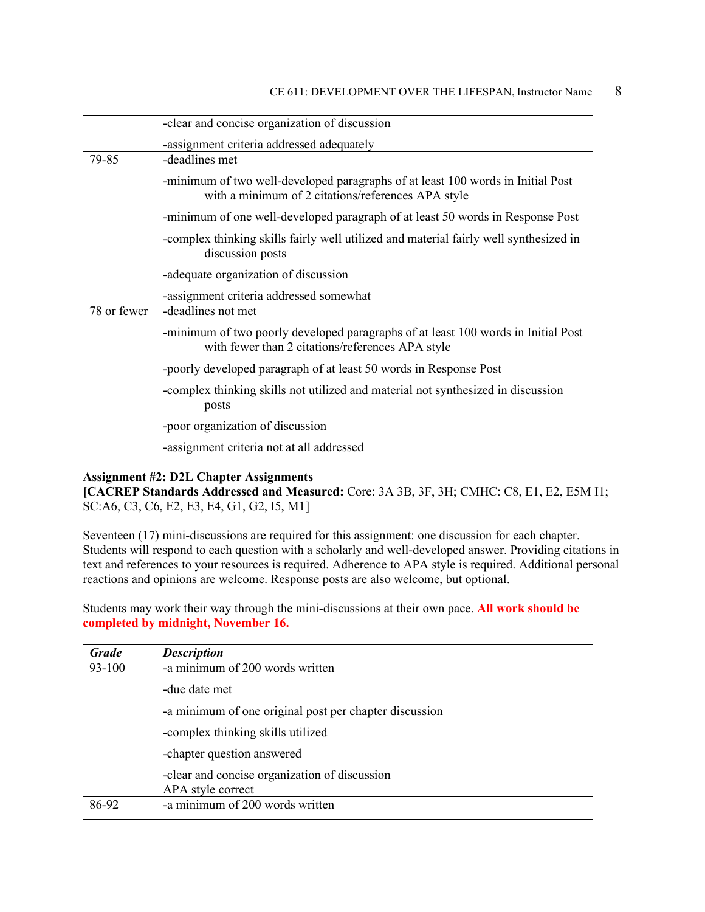|  |  |
| --- | --- |
|  | -clear and concise organization of discussion<br><br>-assignment criteria addressed adequately |
| 79-85 | -deadlines met<br><br>-minimum of two well-developed paragraphs of at least 100 words in Initial Post with a minimum of 2 citations/references APA style<br><br>-minimum of one well-developed paragraph of at least 50 words in Response Post<br><br>-complex thinking skills fairly well utilized and material fairly well synthesized in discussion posts<br><br>-adequate organization of discussion<br><br>-assignment criteria addressed somewhat |
| 78 or fewer | -deadlines not met<br><br>-minimum of two poorly developed paragraphs of at least 100 words in Initial Post with fewer than 2 citations/references APA style<br><br>-poorly developed paragraph of at least 50 words in Response Post<br><br>-complex thinking skills not utilized and material not synthesized in discussion posts<br><br>-poor organization of discussion<br><br>-assignment criteria not at all addressed |

**Assignment #2: D2L Chapter Assignments**
**[CACREP Standards Addressed and Measured:** Core: 3A 3B, 3F, 3H; CMHC: C8, E1, E2, E5M I1; SC:A6, C3, C6, E2, E3, E4, G1, G2, I5, M1]

Seventeen (17) mini-discussions are required for this assignment: one discussion for each chapter. Students will respond to each question with a scholarly and well-developed answer. Providing citations in text and references to your resources is required. Adherence to APA style is required. Additional personal reactions and opinions are welcome. Response posts are also welcome, but optional.

Students may work their way through the mini-discussions at their own pace. **All work should be completed by midnight, November 16.**

| ***Grade*** | ***Description*** |
| --- | --- |
| 93-100 | -a minimum of 200 words written<br><br>-due date met<br><br>-a minimum of one original post per chapter discussion<br><br>-complex thinking skills utilized<br><br>-chapter question answered<br><br>-clear and concise organization of discussion<br>APA style correct |
| 86-92 | -a minimum of 200 words written |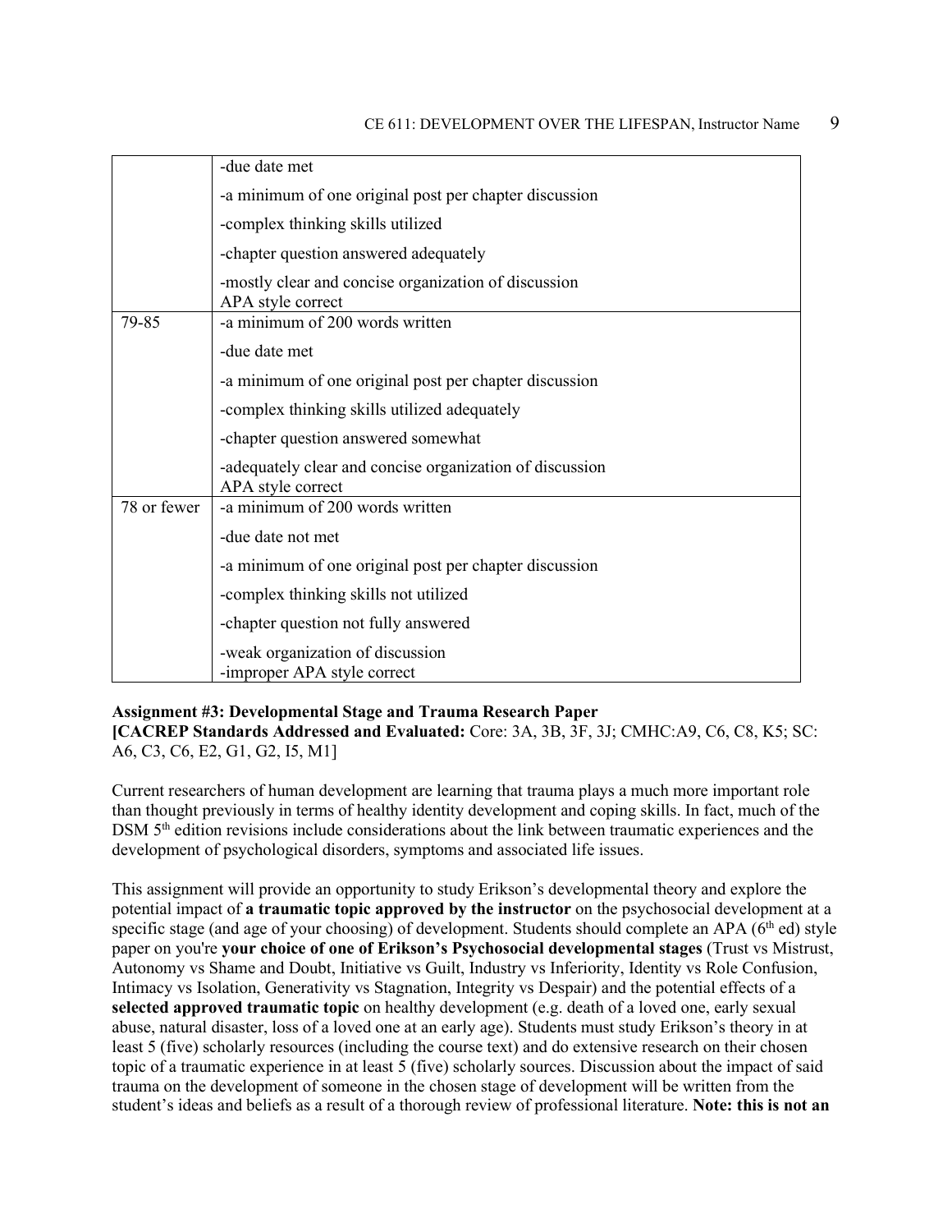| | |
|---|---|
| | -due date met<br>-a minimum of one original post per chapter discussion<br>-complex thinking skills utilized<br>-chapter question answered adequately<br>-mostly clear and concise organization of discussion<br>APA style correct |
| 79-85 | -a minimum of 200 words written<br>-due date met<br>-a minimum of one original post per chapter discussion<br>-complex thinking skills utilized adequately<br>-chapter question answered somewhat<br>-adequately clear and concise organization of discussion<br>APA style correct |
| 78 or fewer | -a minimum of 200 words written<br>-due date not met<br>-a minimum of one original post per chapter discussion<br>-complex thinking skills not utilized<br>-chapter question not fully answered<br>-weak organization of discussion<br>-improper APA style correct |

**Assignment #3: Developmental Stage and Trauma Research Paper**
**[CACREP Standards Addressed and Evaluated:** Core: 3A, 3B, 3F, 3J; CMHC:A9, C6, C8, K5; SC: A6, C3, C6, E2, G1, G2, I5, M1]

Current researchers of human development are learning that trauma plays a much more important role than thought previously in terms of healthy identity development and coping skills. In fact, much of the DSM 5th edition revisions include considerations about the link between traumatic experiences and the development of psychological disorders, symptoms and associated life issues.

This assignment will provide an opportunity to study Erikson's developmental theory and explore the potential impact of **a traumatic topic approved by the instructor** on the psychosocial development at a specific stage (and age of your choosing) of development. Students should complete an APA (6th ed) style paper on you're **your choice of one of Erikson's Psychosocial developmental stages** (Trust vs Mistrust, Autonomy vs Shame and Doubt, Initiative vs Guilt, Industry vs Inferiority, Identity vs Role Confusion, Intimacy vs Isolation, Generativity vs Stagnation, Integrity vs Despair) and the potential effects of a **selected approved traumatic topic** on healthy development (e.g. death of a loved one, early sexual abuse, natural disaster, loss of a loved one at an early age). Students must study Erikson's theory in at least 5 (five) scholarly resources (including the course text) and do extensive research on their chosen topic of a traumatic experience in at least 5 (five) scholarly sources. Discussion about the impact of said trauma on the development of someone in the chosen stage of development will be written from the student's ideas and beliefs as a result of a thorough review of professional literature. **Note: this is not an**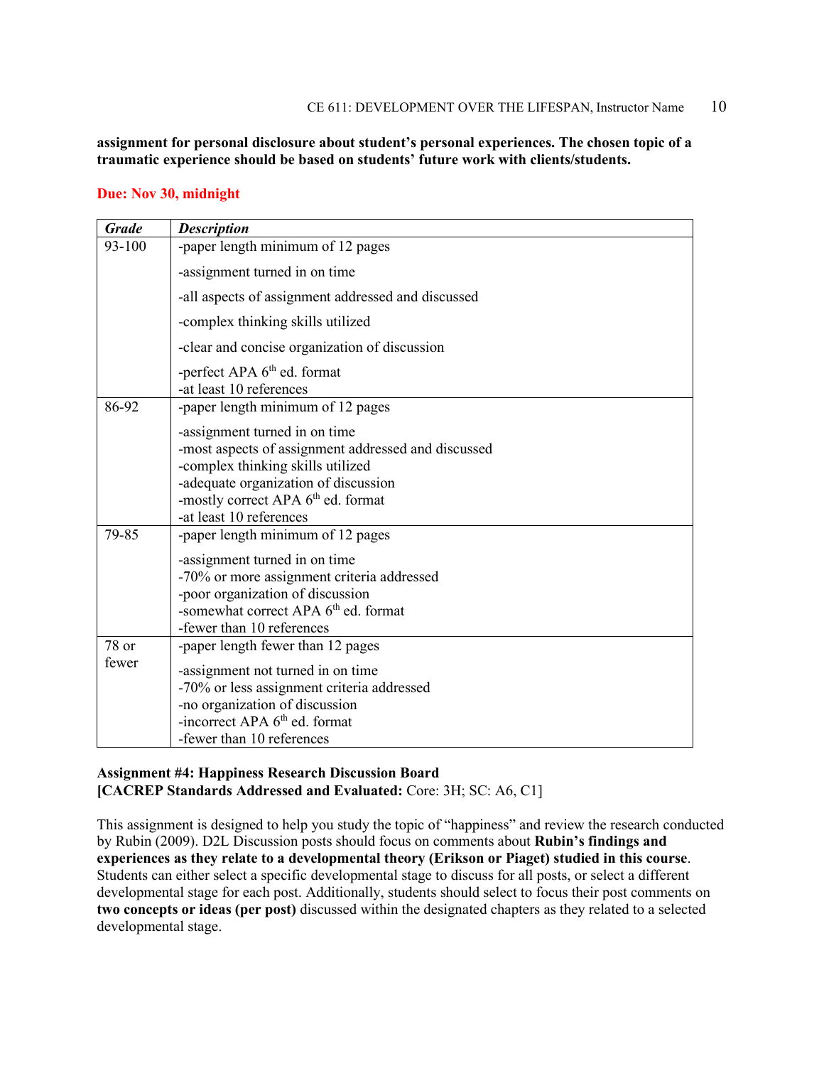**assignment for personal disclosure about student's personal experiences. The chosen topic of a traumatic experience should be based on students' future work with clients/students.**

**Due: Nov 30, midnight**

| ***Grade*** | ***Description*** |
| --- | --- |
| 93-100 | -paper length minimum of 12 pages<br>-assignment turned in on time<br>-all aspects of assignment addressed and discussed<br>-complex thinking skills utilized<br>-clear and concise organization of discussion<br>-perfect APA 6th ed. format<br>-at least 10 references |
| 86-92 | -paper length minimum of 12 pages<br>-assignment turned in on time<br>-most aspects of assignment addressed and discussed<br>-complex thinking skills utilized<br>-adequate organization of discussion<br>-mostly correct APA 6th ed. format<br>-at least 10 references |
| 79-85 | -paper length minimum of 12 pages<br>-assignment turned in on time<br>-70% or more assignment criteria addressed<br>-poor organization of discussion<br>-somewhat correct APA 6th ed. format<br>-fewer than 10 references |
| 78 or fewer | -paper length fewer than 12 pages<br>-assignment not turned in on time<br>-70% or less assignment criteria addressed<br>-no organization of discussion<br>-incorrect APA 6th ed. format<br>-fewer than 10 references |

**Assignment #4: Happiness Research Discussion Board**
**[CACREP Standards Addressed and Evaluated:** Core: 3H; SC: A6, C1]

This assignment is designed to help you study the topic of "happiness" and review the research conducted by Rubin (2009). D2L Discussion posts should focus on comments about **Rubin's findings and experiences as they relate to a developmental theory (Erikson or Piaget) studied in this course**. Students can either select a specific developmental stage to discuss for all posts, or select a different developmental stage for each post. Additionally, students should select to focus their post comments on **two concepts or ideas (per post)** discussed within the designated chapters as they related to a selected developmental stage.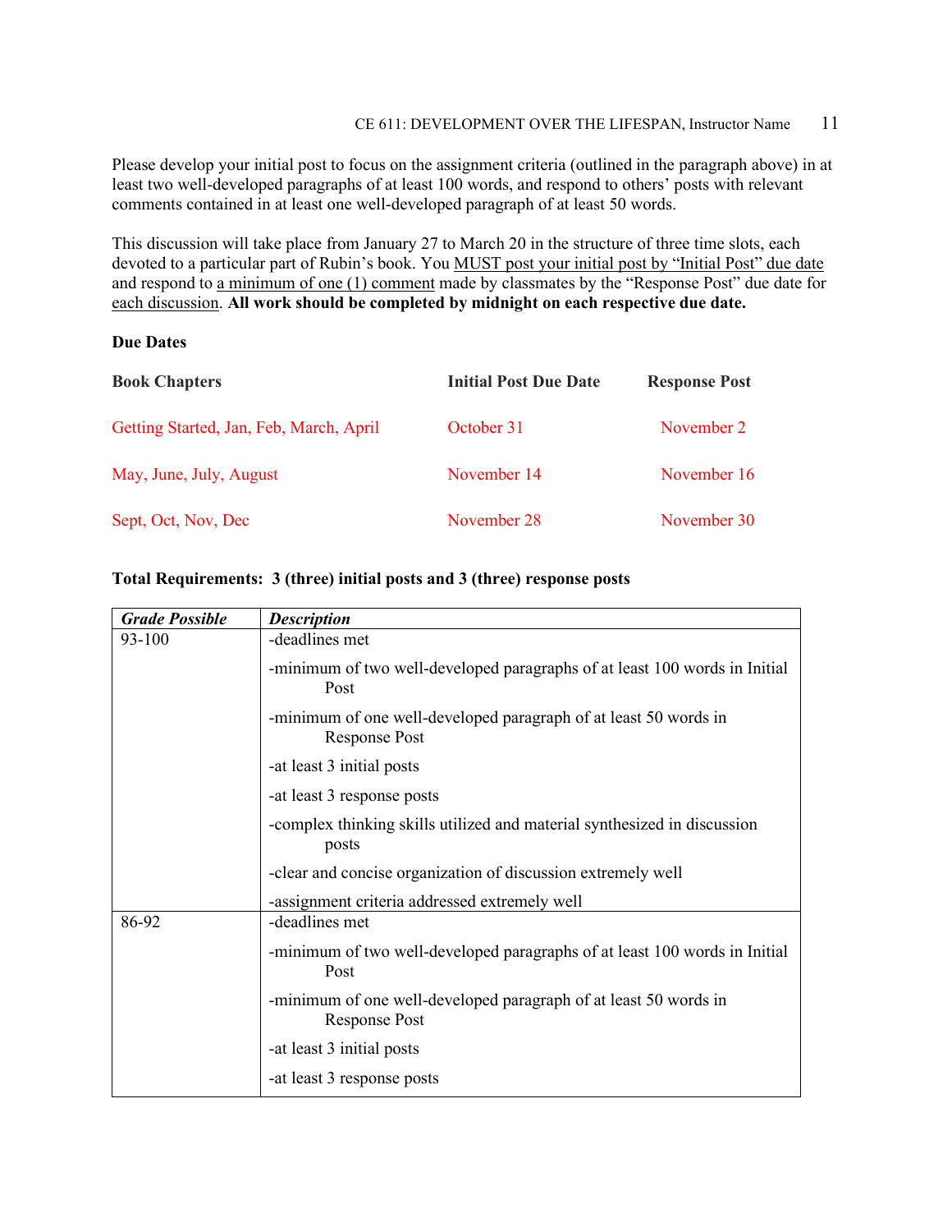Please develop your initial post to focus on the assignment criteria (outlined in the paragraph above) in at least two well-developed paragraphs of at least 100 words, and respond to others' posts with relevant comments contained in at least one well-developed paragraph of at least 50 words.

This discussion will take place from January 27 to March 20 in the structure of three time slots, each devoted to a particular part of Rubin's book. You MUST post your initial post by "Initial Post" due date and respond to a minimum of one (1) comment made by classmates by the "Response Post" due date for each discussion. **All work should be completed by midnight on each respective due date.**

**Due Dates**

| **Book Chapters** | **Initial Post Due Date** | **Response Post** |
|---|---|---|
| Getting Started, Jan, Feb, March, April | October 31 | November 2 |
| May, June, July, August | November 14 | November 16 |
| Sept, Oct, Nov, Dec | November 28 | November 30 |

**Total Requirements: 3 (three) initial posts and 3 (three) response posts**

| ***Grade Possible*** | ***Description*** |
|---|---|
| 93-100 | -deadlines met<br>-minimum of two well-developed paragraphs of at least 100 words in Initial Post<br>-minimum of one well-developed paragraph of at least 50 words in Response Post<br>-at least 3 initial posts<br>-at least 3 response posts<br>-complex thinking skills utilized and material synthesized in discussion posts<br>-clear and concise organization of discussion extremely well<br>-assignment criteria addressed extremely well |
| 86-92 | -deadlines met<br>-minimum of two well-developed paragraphs of at least 100 words in Initial Post<br>-minimum of one well-developed paragraph of at least 50 words in Response Post<br>-at least 3 initial posts<br>-at least 3 response posts |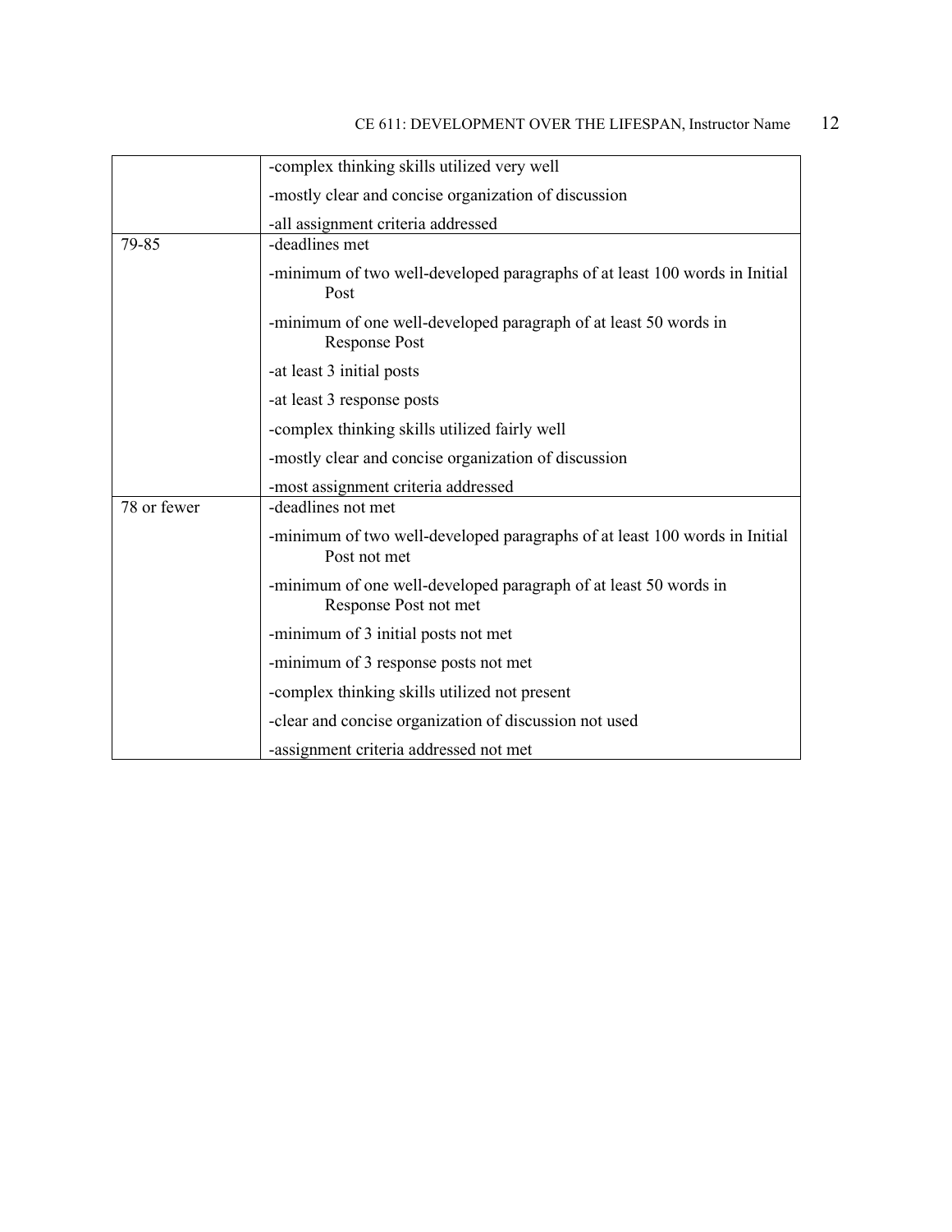| | |
|---|---|
| | -complex thinking skills utilized very well<br>-mostly clear and concise organization of discussion<br>-all assignment criteria addressed |
| 79-85 | -deadlines met<br>-minimum of two well-developed paragraphs of at least 100 words in Initial Post<br>-minimum of one well-developed paragraph of at least 50 words in Response Post<br>-at least 3 initial posts<br>-at least 3 response posts<br>-complex thinking skills utilized fairly well<br>-mostly clear and concise organization of discussion<br>-most assignment criteria addressed |
| 78 or fewer | -deadlines not met<br>-minimum of two well-developed paragraphs of at least 100 words in Initial Post not met<br>-minimum of one well-developed paragraph of at least 50 words in Response Post not met<br>-minimum of 3 initial posts not met<br>-minimum of 3 response posts not met<br>-complex thinking skills utilized not present<br>-clear and concise organization of discussion not used<br>-assignment criteria addressed not met |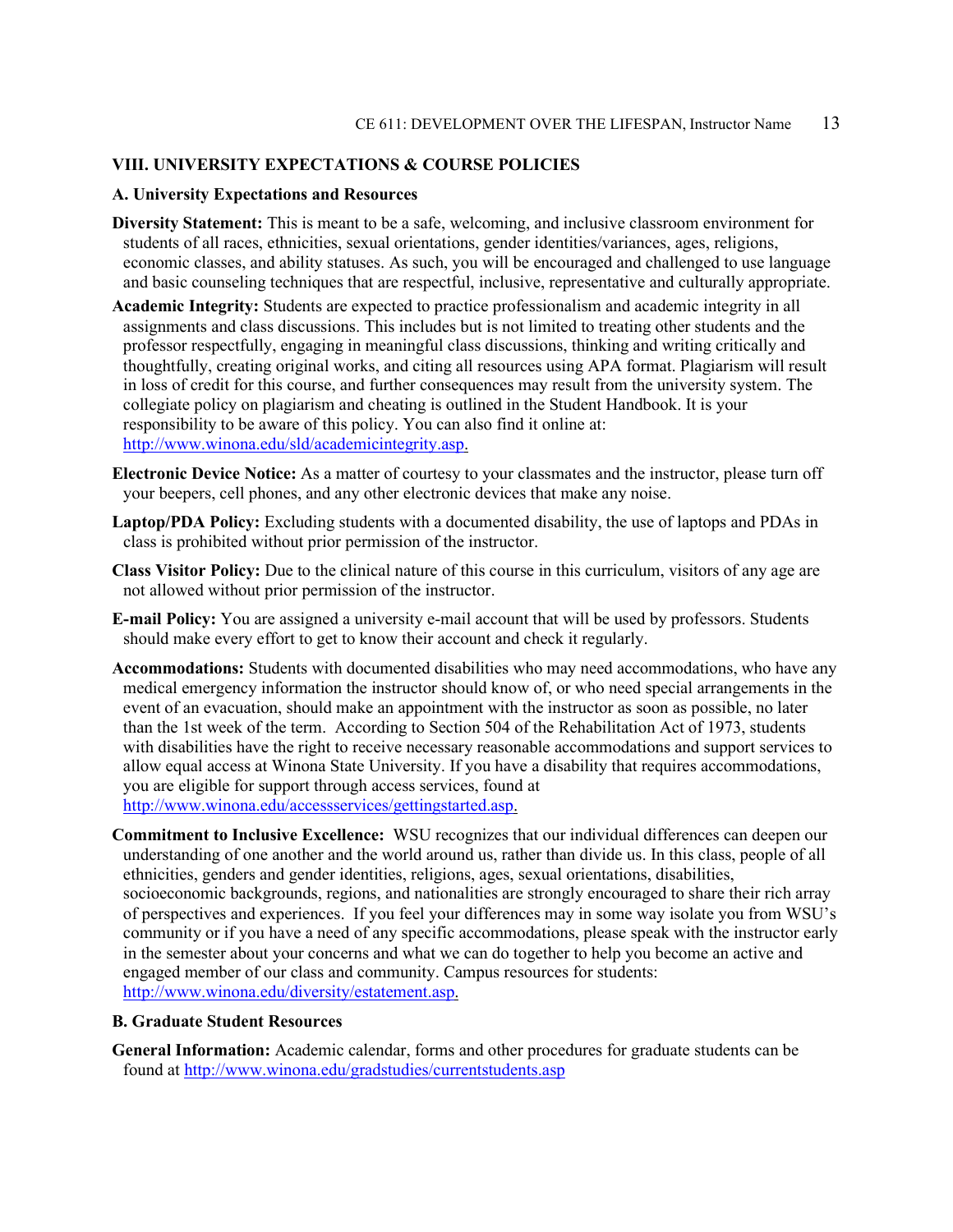## VIII. UNIVERSITY EXPECTATIONS & COURSE POLICIES

### A. University Expectations and Resources

**Diversity Statement:** This is meant to be a safe, welcoming, and inclusive classroom environment for students of all races, ethnicities, sexual orientations, gender identities/variances, ages, religions, economic classes, and ability statuses. As such, you will be encouraged and challenged to use language and basic counseling techniques that are respectful, inclusive, representative and culturally appropriate.

**Academic Integrity:** Students are expected to practice professionalism and academic integrity in all assignments and class discussions. This includes but is not limited to treating other students and the professor respectfully, engaging in meaningful class discussions, thinking and writing critically and thoughtfully, creating original works, and citing all resources using APA format. Plagiarism will result in loss of credit for this course, and further consequences may result from the university system. The collegiate policy on plagiarism and cheating is outlined in the Student Handbook. It is your responsibility to be aware of this policy. You can also find it online at: http://www.winona.edu/sld/academicintegrity.asp.

**Electronic Device Notice:** As a matter of courtesy to your classmates and the instructor, please turn off your beepers, cell phones, and any other electronic devices that make any noise.

**Laptop/PDA Policy:** Excluding students with a documented disability, the use of laptops and PDAs in class is prohibited without prior permission of the instructor.

**Class Visitor Policy:** Due to the clinical nature of this course in this curriculum, visitors of any age are not allowed without prior permission of the instructor.

**E-mail Policy:** You are assigned a university e-mail account that will be used by professors. Students should make every effort to get to know their account and check it regularly.

**Accommodations:** Students with documented disabilities who may need accommodations, who have any medical emergency information the instructor should know of, or who need special arrangements in the event of an evacuation, should make an appointment with the instructor as soon as possible, no later than the 1st week of the term. According to Section 504 of the Rehabilitation Act of 1973, students with disabilities have the right to receive necessary reasonable accommodations and support services to allow equal access at Winona State University. If you have a disability that requires accommodations, you are eligible for support through access services, found at http://www.winona.edu/accessservices/gettingstarted.asp.

**Commitment to Inclusive Excellence:** WSU recognizes that our individual differences can deepen our understanding of one another and the world around us, rather than divide us. In this class, people of all ethnicities, genders and gender identities, religions, ages, sexual orientations, disabilities, socioeconomic backgrounds, regions, and nationalities are strongly encouraged to share their rich array of perspectives and experiences. If you feel your differences may in some way isolate you from WSU's community or if you have a need of any specific accommodations, please speak with the instructor early in the semester about your concerns and what we can do together to help you become an active and engaged member of our class and community. Campus resources for students: http://www.winona.edu/diversity/estatement.asp.

### B. Graduate Student Resources

**General Information:** Academic calendar, forms and other procedures for graduate students can be found at http://www.winona.edu/gradstudies/currentstudents.asp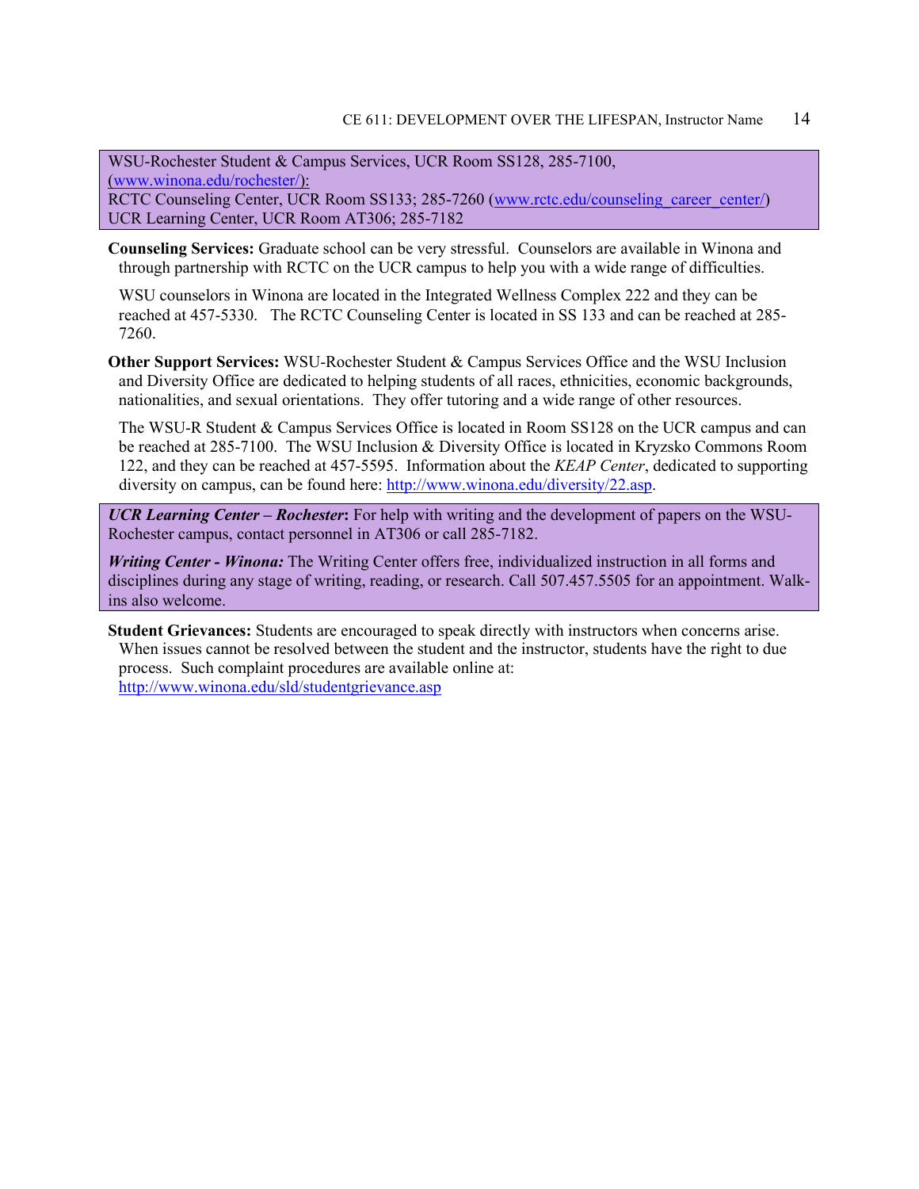WSU-Rochester Student & Campus Services, UCR Room SS128, 285-7100, (www.winona.edu/rochester/):
RCTC Counseling Center, UCR Room SS133; 285-7260 (www.rctc.edu/counseling_career_center/)
UCR Learning Center, UCR Room AT306; 285-7182

**Counseling Services:** Graduate school can be very stressful. Counselors are available in Winona and through partnership with RCTC on the UCR campus to help you with a wide range of difficulties.

WSU counselors in Winona are located in the Integrated Wellness Complex 222 and they can be reached at 457-5330. The RCTC Counseling Center is located in SS 133 and can be reached at 285-7260.

**Other Support Services:** WSU-Rochester Student & Campus Services Office and the WSU Inclusion and Diversity Office are dedicated to helping students of all races, ethnicities, economic backgrounds, nationalities, and sexual orientations. They offer tutoring and a wide range of other resources.

The WSU-R Student & Campus Services Office is located in Room SS128 on the UCR campus and can be reached at 285-7100. The WSU Inclusion & Diversity Office is located in Kryzsko Commons Room 122, and they can be reached at 457-5595. Information about the *KEAP Center*, dedicated to supporting diversity on campus, can be found here: http://www.winona.edu/diversity/22.asp.

***UCR Learning Center – Rochester*:** For help with writing and the development of papers on the WSU-Rochester campus, contact personnel in AT306 or call 285-7182.

***Writing Center - Winona:*** The Writing Center offers free, individualized instruction in all forms and disciplines during any stage of writing, reading, or research. Call 507.457.5505 for an appointment. Walk-ins also welcome.

**Student Grievances:** Students are encouraged to speak directly with instructors when concerns arise. When issues cannot be resolved between the student and the instructor, students have the right to due process. Such complaint procedures are available online at: http://www.winona.edu/sld/studentgrievance.asp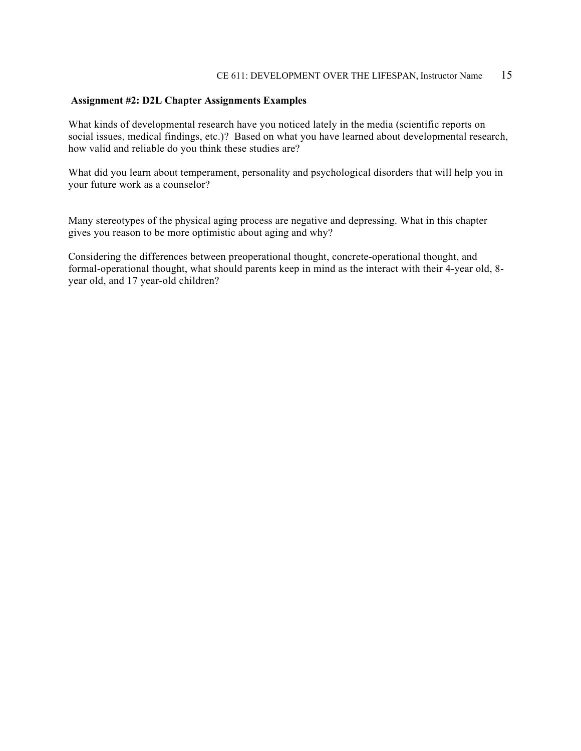**Assignment #2: D2L Chapter Assignments Examples**

What kinds of developmental research have you noticed lately in the media (scientific reports on social issues, medical findings, etc.)? Based on what you have learned about developmental research, how valid and reliable do you think these studies are?

What did you learn about temperament, personality and psychological disorders that will help you in your future work as a counselor?

Many stereotypes of the physical aging process are negative and depressing. What in this chapter gives you reason to be more optimistic about aging and why?

Considering the differences between preoperational thought, concrete-operational thought, and formal-operational thought, what should parents keep in mind as the interact with their 4-year old, 8-year old, and 17 year-old children?